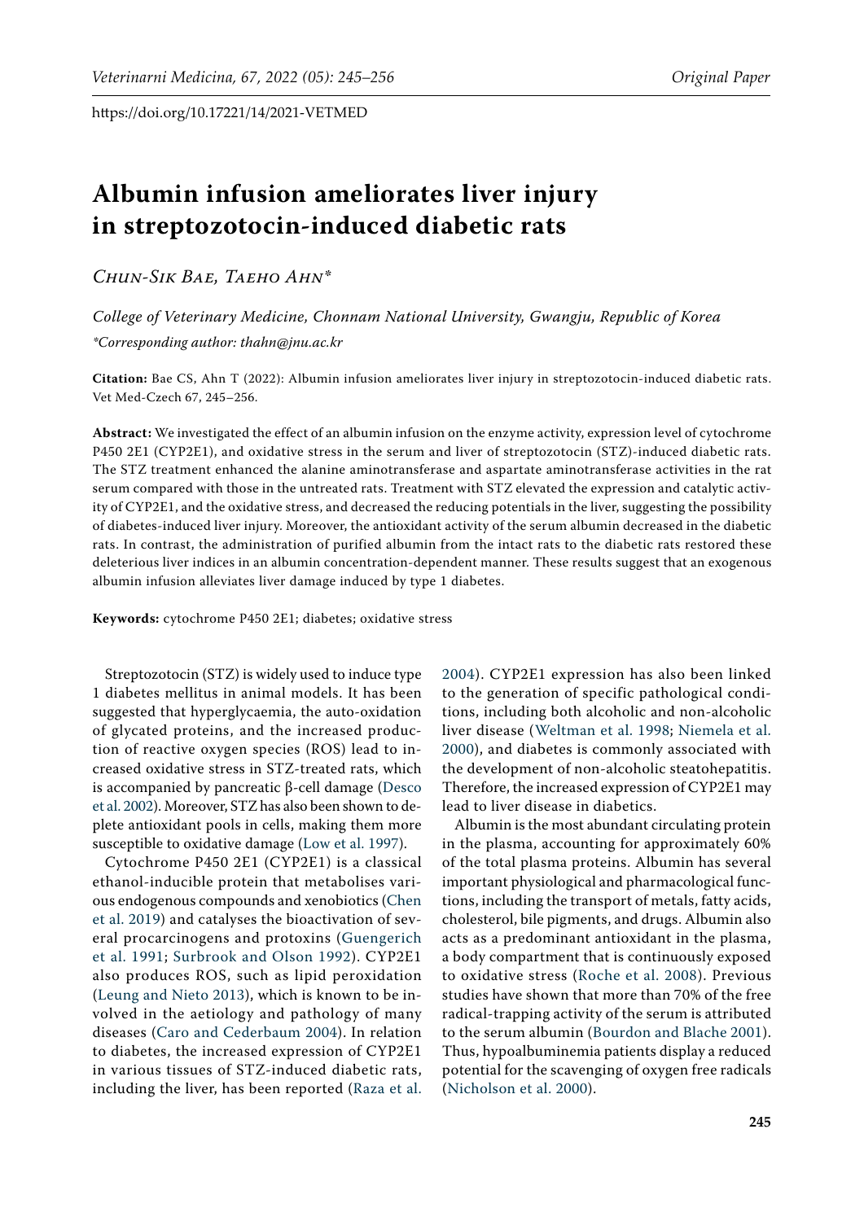https://doi.org/10.17221/14/2021-VETMED

# Albumin infusion ameliorates liver injury in streptozotocin-induced diabetic rats

*Chun-Sik Bae, Taeho Ahn**

*College of Veterinary Medicine, Chonnam National University, Gwangju, Republic of Korea*

*\*Corresponding author: thahn@jnu.ac.kr*

**Citation:** Bae CS, Ahn T (2022): Albumin infusion ameliorates liver injury in streptozotocin-induced diabetic rats. Vet Med-Czech 67, 245–256.

**Abstract:** We investigated the effect of an albumin infusion on the enzyme activity, expression level of cytochrome P450 2E1 (CYP2E1), and oxidative stress in the serum and liver of streptozotocin (STZ)-induced diabetic rats. The STZ treatment enhanced the alanine aminotransferase and aspartate aminotransferase activities in the rat serum compared with those in the untreated rats. Treatment with STZ elevated the expression and catalytic activity of CYP2E1, and the oxidative stress, and decreased the reducing potentials in the liver, suggesting the possibility of diabetes-induced liver injury. Moreover, the antioxidant activity of the serum albumin decreased in the diabetic rats. In contrast, the administration of purified albumin from the intact rats to the diabetic rats restored these deleterious liver indices in an albumin concentration-dependent manner. These results suggest that an exogenous albumin infusion alleviates liver damage induced by type 1 diabetes.

**Keywords:** cytochrome P450 2E1; diabetes; oxidative stress

Streptozotocin (STZ) is widely used to induce type 1 diabetes mellitus in animal models. It has been suggested that hyperglycaemia, the auto-oxidation of glycated proteins, and the increased production of reactive oxygen species (ROS) lead to increased oxidative stress in STZ-treated rats, which is accompanied by pancreatic β-cell damage (Desco et al. 2002). Moreover, STZ has also been shown to deplete antioxidant pools in cells, making them more susceptible to oxidative damage (Low et al. 1997).

Cytochrome P450 2E1 (CYP2E1) is a classical ethanol-inducible protein that metabolises various endogenous compounds and xenobiotics (Chen et al. 2019) and catalyses the bioactivation of several procarcinogens and protoxins (Guengerich et al. 1991; Surbrook and Olson 1992). CYP2E1 also produces ROS, such as lipid peroxidation (Leung and Nieto 2013), which is known to be involved in the aetiology and pathology of many diseases (Caro and Cederbaum 2004). In relation to diabetes, the increased expression of CYP2E1 in various tissues of STZ-induced diabetic rats, including the liver, has been reported (Raza et al. 2004). CYP2E1 expression has also been linked to the generation of specific pathological conditions, including both alcoholic and non-alcoholic liver disease (Weltman et al. 1998; Niemela et al. 2000), and diabetes is commonly associated with the development of non-alcoholic steatohepatitis. Therefore, the increased expression of CYP2E1 may lead to liver disease in diabetics.

Albumin is the most abundant circulating protein in the plasma, accounting for approximately 60% of the total plasma proteins. Albumin has several important physiological and pharmacological functions, including the transport of metals, fatty acids, cholesterol, bile pigments, and drugs. Albumin also acts as a predominant antioxidant in the plasma, a body compartment that is continuously exposed to oxidative stress (Roche et al. 2008). Previous studies have shown that more than 70% of the free radical-trapping activity of the serum is attributed to the serum albumin (Bourdon and Blache 2001). Thus, hypoalbuminemia patients display a reduced potential for the scavenging of oxygen free radicals (Nicholson et al. 2000).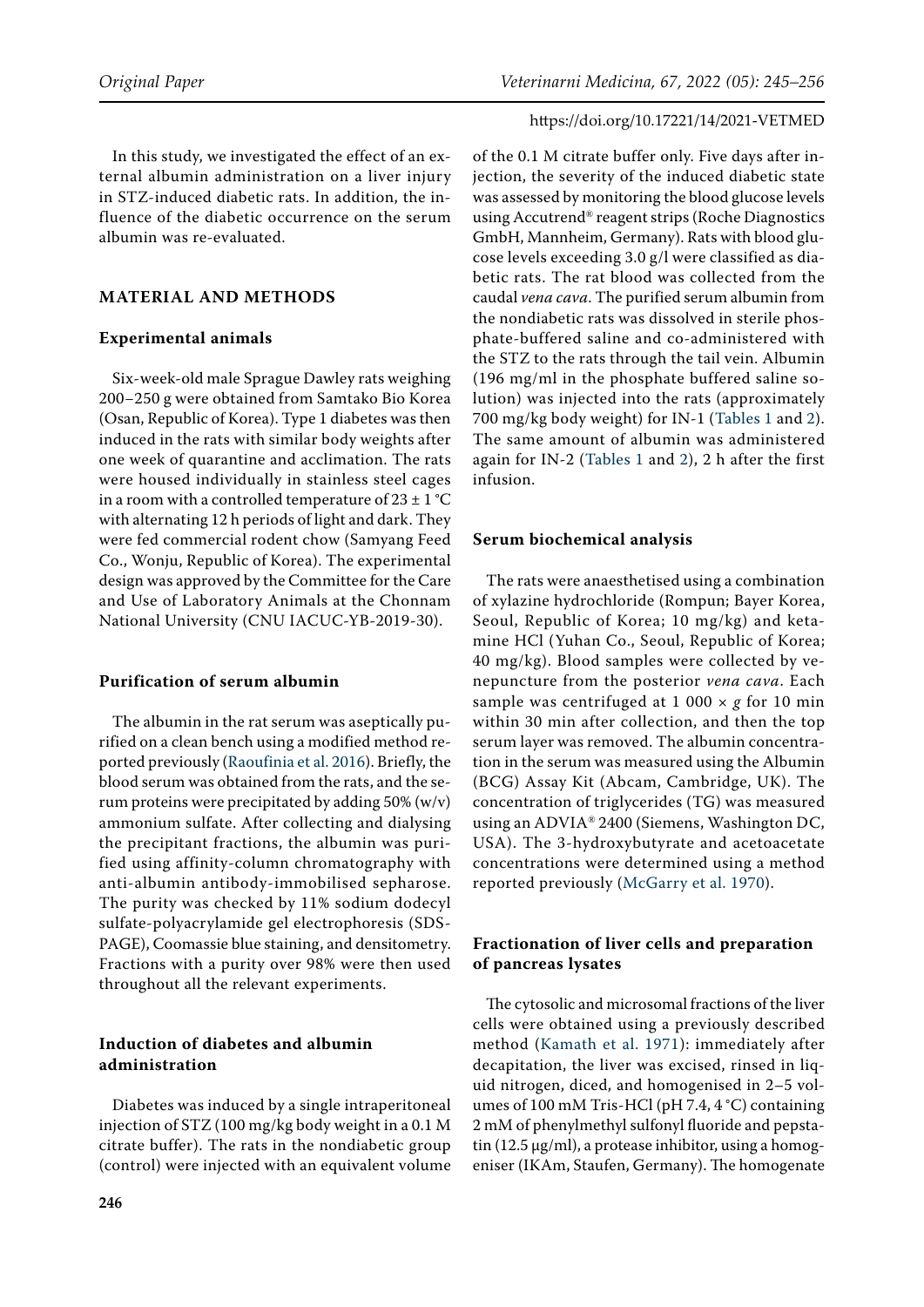In this study, we investigated the effect of an external albumin administration on a liver injury in STZ-induced diabetic rats. In addition, the influence of the diabetic occurrence on the serum albumin was re-evaluated.

## MATERIAL AND METHODS

### Experimental animals

Six-week-old male Sprague Dawley rats weighing 200–250 g were obtained from Samtako Bio Korea (Osan, Republic of Korea). Type 1 diabetes was then induced in the rats with similar body weights after one week of quarantine and acclimation. The rats were housed individually in stainless steel cages in a room with a controlled temperature of 23 ± 1 °C with alternating 12 h periods of light and dark. They were fed commercial rodent chow (Samyang Feed Co., Wonju, Republic of Korea). The experimental design was approved by the Committee for the Care and Use of Laboratory Animals at the Chonnam National University (CNU IACUC-YB-2019-30).

### Purification of serum albumin

The albumin in the rat serum was aseptically purified on a clean bench using a modified method reported previously (Raoufinia et al. 2016). Briefly, the blood serum was obtained from the rats, and the serum proteins were precipitated by adding 50% (w/v) ammonium sulfate. After collecting and dialysing the precipitant fractions, the albumin was purified using affinity-column chromatography with anti-albumin antibody-immobilised sepharose. The purity was checked by 11% sodium dodecyl sulfate-polyacrylamide gel electrophoresis (SDS-PAGE), Coomassie blue staining, and densitometry. Fractions with a purity over 98% were then used throughout all the relevant experiments.

### Induction of diabetes and albumin administration

Diabetes was induced by a single intraperitoneal injection of STZ (100 mg/kg body weight in a 0.1 M citrate buffer). The rats in the nondiabetic group (control) were injected with an equivalent volume of the 0.1 M citrate buffer only. Five days after injection, the severity of the induced diabetic state was assessed by monitoring the blood glucose levels using Accutrend® reagent strips (Roche Diagnostics GmbH, Mannheim, Germany). Rats with blood glucose levels exceeding 3.0 g/l were classified as diabetic rats. The rat blood was collected from the caudal *vena cava*. The purified serum albumin from the nondiabetic rats was dissolved in sterile phosphate-buffered saline and co-administered with the STZ to the rats through the tail vein. Albumin (196 mg/ml in the phosphate buffered saline solution) was injected into the rats (approximately 700 mg/kg body weight) for IN-1 (Tables 1 and 2). The same amount of albumin was administered again for IN-2 (Tables 1 and 2), 2 h after the first infusion.

### Serum biochemical analysis

The rats were anaesthetised using a combination of xylazine hydrochloride (Rompun; Bayer Korea, Seoul, Republic of Korea; 10 mg/kg) and ketamine HCl (Yuhan Co., Seoul, Republic of Korea; 40 mg/kg). Blood samples were collected by venepuncture from the posterior *vena cava*. Each sample was centrifuged at 1 000 × *g* for 10 min within 30 min after collection, and then the top serum layer was removed. The albumin concentration in the serum was measured using the Albumin (BCG) Assay Kit (Abcam, Cambridge, UK). The concentration of triglycerides (TG) was measured using an ADVIA® 2400 (Siemens, Washington DC, USA). The 3-hydroxybutyrate and acetoacetate concentrations were determined using a method reported previously (McGarry et al. 1970).

### Fractionation of liver cells and preparation of pancreas lysates

The cytosolic and microsomal fractions of the liver cells were obtained using a previously described method (Kamath et al. 1971): immediately after decapitation, the liver was excised, rinsed in liquid nitrogen, diced, and homogenised in 2–5 volumes of 100 mM Tris-HCl (pH 7.4, 4 °C) containing 2 mM of phenylmethyl sulfonyl fluoride and pepstatin (12.5 μg/ml), a protease inhibitor, using a homogeniser (IKAm, Staufen, Germany). The homogenate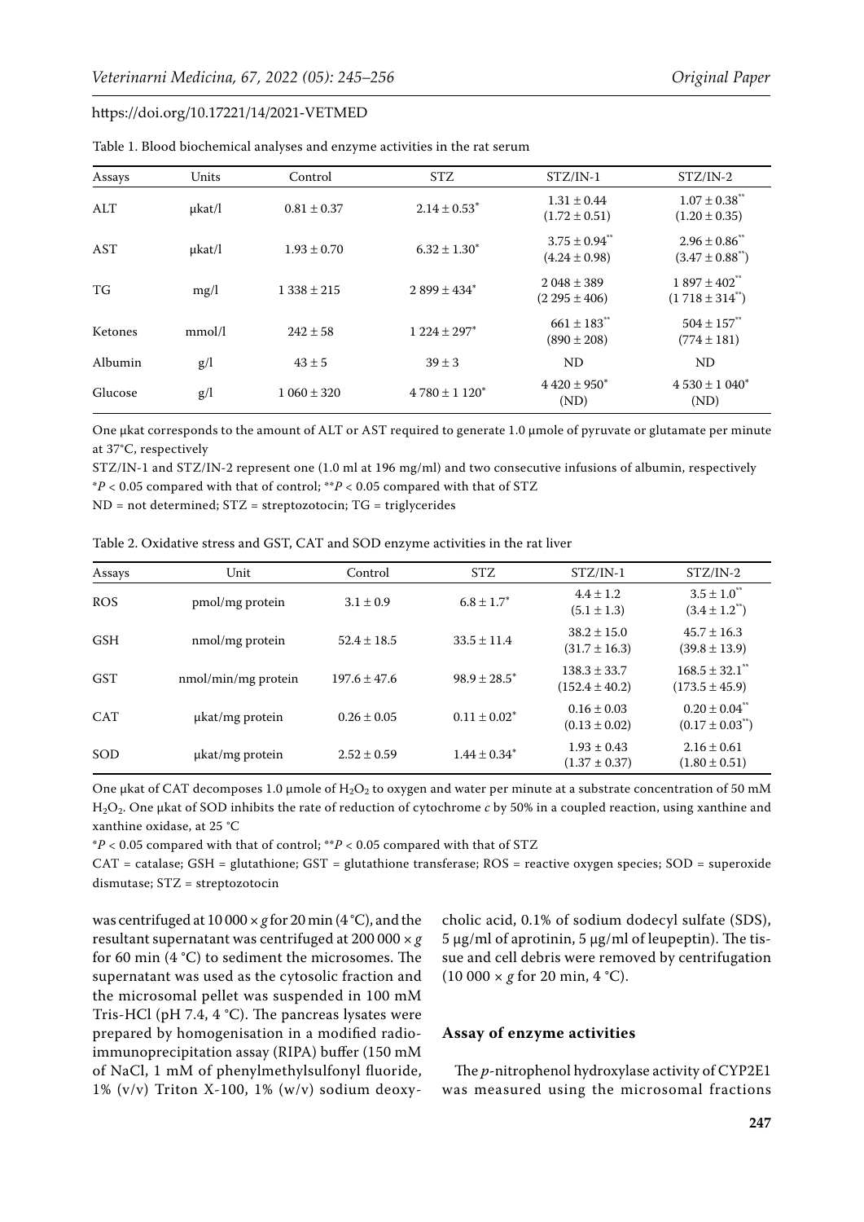Table 1. Blood biochemical analyses and enzyme activities in the rat serum

| Assays | Units | Control | STZ | STZ/IN-1 | STZ/IN-2 |
|---|---|---|---|---|---|
| ALT | μkat/l | 0.81 ± 0.37 | 2.14 ± 0.53* | 1.31 ± 0.44 (1.72 ± 0.51) | 1.07 ± 0.38** (1.20 ± 0.35) |
| AST | μkat/l | 1.93 ± 0.70 | 6.32 ± 1.30* | 3.75 ± 0.94** (4.24 ± 0.98) | 2.96 ± 0.86** (3.47 ± 0.88**) |
| TG | mg/l | 1 338 ± 215 | 2 899 ± 434* | 2 048 ± 389 (2 295 ± 406) | 1 897 ± 402** (1 718 ± 314**) |
| Ketones | mmol/l | 242 ± 58 | 1 224 ± 297* | 661 ± 183** (890 ± 208) | 504 ± 157** (774 ± 181) |
| Albumin | g/l | 43 ± 5 | 39 ± 3 | ND | ND |
| Glucose | g/l | 1 060 ± 320 | 4 780 ± 1 120* | 4 420 ± 950* (ND) | 4 530 ± 1 040* (ND) |

One μkat corresponds to the amount of ALT or AST required to generate 1.0 μmole of pyruvate or glutamate per minute at 37°C, respectively

STZ/IN-1 and STZ/IN-2 represent one (1.0 ml at 196 mg/ml) and two consecutive infusions of albumin, respectively

*$P < 0.05$ compared with that of control; **$P < 0.05$ compared with that of STZ

ND = not determined; STZ = streptozotocin; TG = triglycerides

Table 2. Oxidative stress and GST, CAT and SOD enzyme activities in the rat liver

| Assays | Unit | Control | STZ | STZ/IN-1 | STZ/IN-2 |
|---|---|---|---|---|---|
| ROS | pmol/mg protein | 3.1 ± 0.9 | 6.8 ± 1.7* | 4.4 ± 1.2 (5.1 ± 1.3) | 3.5 ± 1.0** (3.4 ± 1.2**) |
| GSH | nmol/mg protein | 52.4 ± 18.5 | 33.5 ± 11.4 | 38.2 ± 15.0 (31.7 ± 16.3) | 45.7 ± 16.3 (39.8 ± 13.9) |
| GST | nmol/min/mg protein | 197.6 ± 47.6 | 98.9 ± 28.5* | 138.3 ± 33.7 (152.4 ± 40.2) | 168.5 ± 32.1** (173.5 ± 45.9) |
| CAT | μkat/mg protein | 0.26 ± 0.05 | 0.11 ± 0.02* | 0.16 ± 0.03 (0.13 ± 0.02) | 0.20 ± 0.04** (0.17 ± 0.03**) |
| SOD | μkat/mg protein | 2.52 ± 0.59 | 1.44 ± 0.34* | 1.93 ± 0.43 (1.37 ± 0.37) | 2.16 ± 0.61 (1.80 ± 0.51) |

One μkat of CAT decomposes 1.0 μmole of $H_2O_2$ to oxygen and water per minute at a substrate concentration of 50 mM $H_2O_2$. One μkat of SOD inhibits the rate of reduction of cytochrome *c* by 50% in a coupled reaction, using xanthine and xanthine oxidase, at 25 °C

*$P < 0.05$ compared with that of control; **$P < 0.05$ compared with that of STZ

CAT = catalase; GSH = glutathione; GST = glutathione transferase; ROS = reactive oxygen species; SOD = superoxide dismutase; STZ = streptozotocin

was centrifuged at 10 000 × *g* for 20 min (4 °C), and the resultant supernatant was centrifuged at 200 000 × *g* for 60 min (4 °C) to sediment the microsomes. The supernatant was used as the cytosolic fraction and the microsomal pellet was suspended in 100 mM Tris-HCl (pH 7.4, 4 °C). The pancreas lysates were prepared by homogenisation in a modified radioimmunoprecipitation assay (RIPA) buffer (150 mM of NaCl, 1 mM of phenylmethylsulfonyl fluoride, 1% (v/v) Triton X-100, 1% (w/v) sodium deoxycholic acid, 0.1% of sodium dodecyl sulfate (SDS), 5 μg/ml of aprotinin, 5 μg/ml of leupeptin). The tissue and cell debris were removed by centrifugation (10 000 × *g* for 20 min, 4 °C).

### Assay of enzyme activities

The *p*-nitrophenol hydroxylase activity of CYP2E1 was measured using the microsomal fractions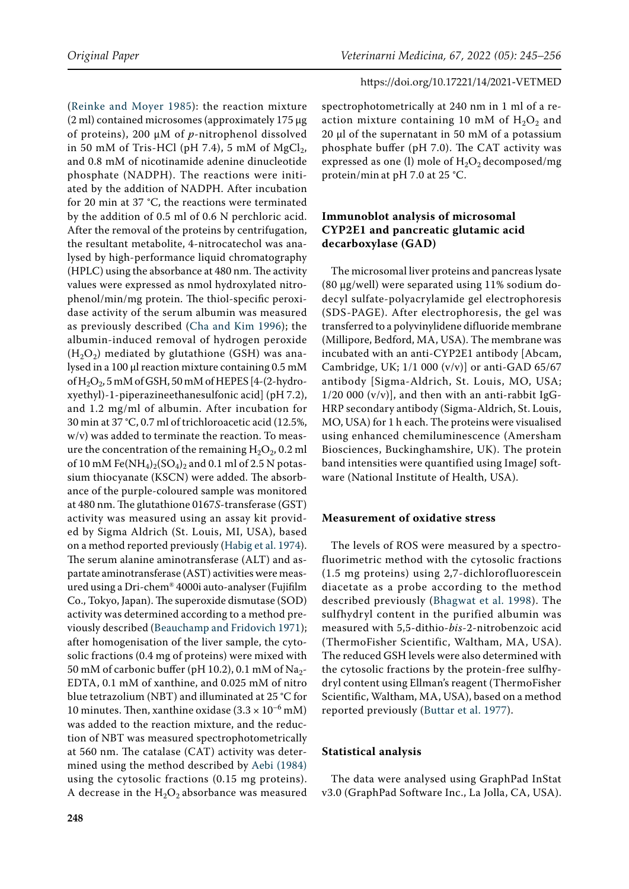(Reinke and Moyer 1985): the reaction mixture (2 ml) contained microsomes (approximately 175 µg of proteins), 200 µM of *p*-nitrophenol dissolved in 50 mM of Tris-HCl (pH 7.4), 5 mM of $MgCl_2$, and 0.8 mM of nicotinamide adenine dinucleotide phosphate (NADPH). The reactions were initiated by the addition of NADPH. After incubation for 20 min at 37 °C, the reactions were terminated by the addition of 0.5 ml of 0.6 N perchloric acid. After the removal of the proteins by centrifugation, the resultant metabolite, 4-nitrocatechol was analysed by high-performance liquid chromatography (HPLC) using the absorbance at 480 nm. The activity values were expressed as nmol hydroxylated nitrophenol/min/mg protein. The thiol-specific peroxidase activity of the serum albumin was measured as previously described (Cha and Kim 1996); the albumin-induced removal of hydrogen peroxide ($H_2O_2$) mediated by glutathione (GSH) was analysed in a 100 µl reaction mixture containing 0.5 mM of $H_2O_2$, 5 mM of GSH, 50 mM of HEPES [4-(2-hydroxyethyl)-1-piperazineethanesulfonic acid] (pH 7.2), and 1.2 mg/ml of albumin. After incubation for 30 min at 37 °C, 0.7 ml of trichloroacetic acid (12.5%, w/v) was added to terminate the reaction. To measure the concentration of the remaining $H_2O_2$, 0.2 ml of 10 mM $Fe(NH_4)_2(SO_4)_2$ and 0.1 ml of 2.5 N potassium thiocyanate (KSCN) were added. The absorbance of the purple-coloured sample was monitored at 480 nm. The glutathione 0167*S*-transferase (GST) activity was measured using an assay kit provided by Sigma Aldrich (St. Louis, MI, USA), based on a method reported previously (Habig et al. 1974). The serum alanine aminotransferase (ALT) and aspartate aminotransferase (AST) activities were measured using a Dri-chem® 4000i auto-analyser (Fujifilm Co., Tokyo, Japan). The superoxide dismutase (SOD) activity was determined according to a method previously described (Beauchamp and Fridovich 1971); after homogenisation of the liver sample, the cytosolic fractions (0.4 mg of proteins) were mixed with 50 mM of carbonic buffer (pH 10.2), 0.1 mM of $Na_2$-EDTA, 0.1 mM of xanthine, and 0.025 mM of nitro blue tetrazolium (NBT) and illuminated at 25 °C for 10 minutes. Then, xanthine oxidase ($3.3 \times 10^{-6}$ mM) was added to the reaction mixture, and the reduction of NBT was measured spectrophotometrically at 560 nm. The catalase (CAT) activity was determined using the method described by Aebi (1984) using the cytosolic fractions (0.15 mg proteins). A decrease in the $H_2O_2$ absorbance was measured spectrophotometrically at 240 nm in 1 ml of a reaction mixture containing 10 mM of $H_2O_2$ and 20 µl of the supernatant in 50 mM of a potassium phosphate buffer (pH 7.0). The CAT activity was expressed as one (l) mole of $H_2O_2$ decomposed/mg protein/min at pH 7.0 at 25 °C.

### Immunoblot analysis of microsomal CYP2E1 and pancreatic glutamic acid decarboxylase (GAD)

The microsomal liver proteins and pancreas lysate (80 µg/well) were separated using 11% sodium dodecyl sulfate-polyacrylamide gel electrophoresis (SDS-PAGE). After electrophoresis, the gel was transferred to a polyvinylidene difluoride membrane (Millipore, Bedford, MA, USA). The membrane was incubated with an anti-CYP2E1 antibody [Abcam, Cambridge, UK; 1/1 000 (v/v)] or anti-GAD 65/67 antibody [Sigma-Aldrich, St. Louis, MO, USA; 1/20 000 (v/v)], and then with an anti-rabbit IgG-HRP secondary antibody (Sigma-Aldrich, St. Louis, MO, USA) for 1 h each. The proteins were visualised using enhanced chemiluminescence (Amersham Biosciences, Buckinghamshire, UK). The protein band intensities were quantified using ImageJ software (National Institute of Health, USA).

### Measurement of oxidative stress

The levels of ROS were measured by a spectrofluorimetric method with the cytosolic fractions (1.5 mg proteins) using 2,7-dichlorofluorescein diacetate as a probe according to the method described previously (Bhagwat et al. 1998). The sulfhydryl content in the purified albumin was measured with 5,5-dithio-*bis*-2-nitrobenzoic acid (ThermoFisher Scientific, Waltham, MA, USA). The reduced GSH levels were also determined with the cytosolic fractions by the protein-free sulfhydryl content using Ellman's reagent (ThermoFisher Scientific, Waltham, MA, USA), based on a method reported previously (Buttar et al. 1977).

### Statistical analysis

The data were analysed using GraphPad InStat v3.0 (GraphPad Software Inc., La Jolla, CA, USA).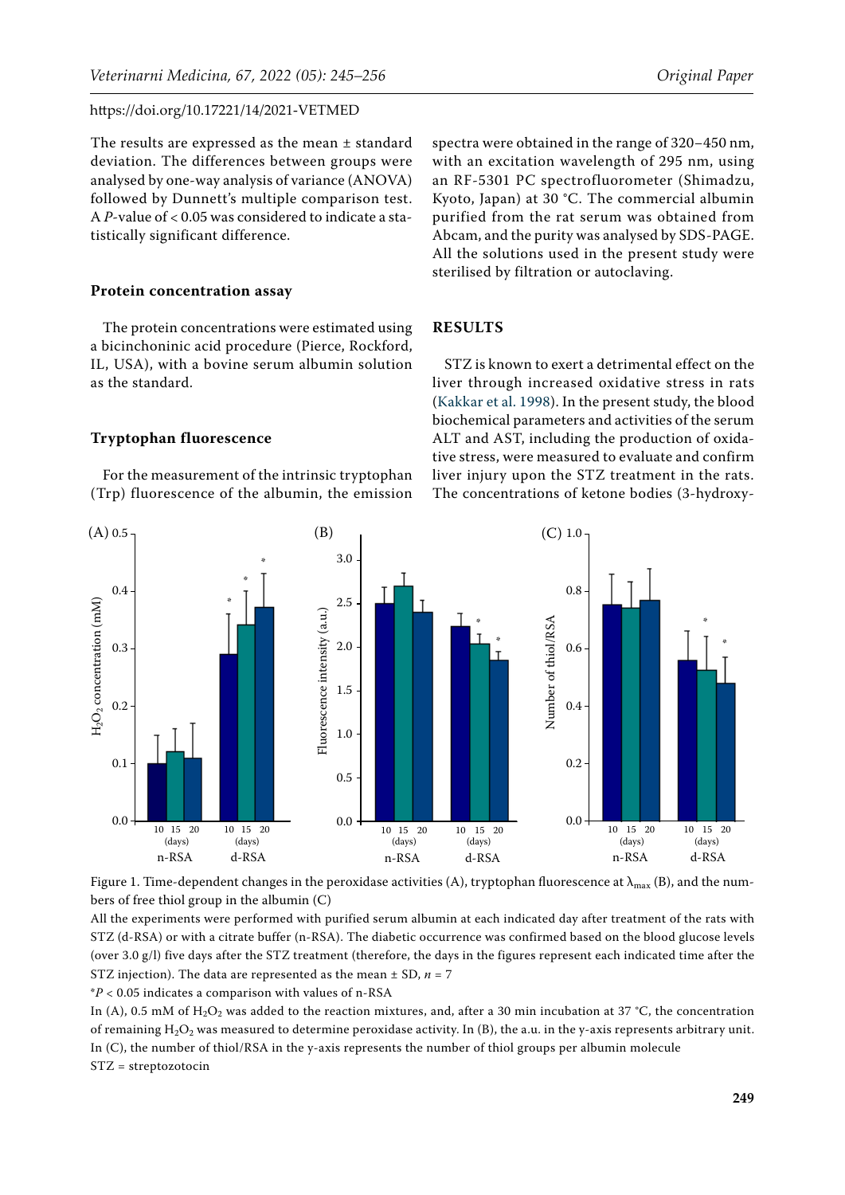The results are expressed as the mean ± standard deviation. The differences between groups were analysed by one-way analysis of variance (ANOVA) followed by Dunnett's multiple comparison test. A *P*-value of < 0.05 was considered to indicate a statistically significant difference.

### Protein concentration assay

The protein concentrations were estimated using a bicinchoninic acid procedure (Pierce, Rockford, IL, USA), with a bovine serum albumin solution as the standard.

### Tryptophan fluorescence

For the measurement of the intrinsic tryptophan (Trp) fluorescence of the albumin, the emission spectra were obtained in the range of 320–450 nm, with an excitation wavelength of 295 nm, using an RF-5301 PC spectrofluorometer (Shimadzu, Kyoto, Japan) at 30 °C. The commercial albumin purified from the rat serum was obtained from Abcam, and the purity was analysed by SDS-PAGE. All the solutions used in the present study were sterilised by filtration or autoclaving.

## RESULTS

STZ is known to exert a detrimental effect on the liver through increased oxidative stress in rats (Kakkar et al. 1998). In the present study, the blood biochemical parameters and activities of the serum ALT and AST, including the production of oxidative stress, were measured to evaluate and confirm liver injury upon the STZ treatment in the rats. The concentrations of ketone bodies (3-hydroxy-

Figure 1. Time-dependent changes in the peroxidase activities (A), tryptophan fluorescence at $\lambda_{max}$ (B), and the numbers of free thiol group in the albumin (C)

All the experiments were performed with purified serum albumin at each indicated day after treatment of the rats with STZ (d-RSA) or with a citrate buffer (n-RSA). The diabetic occurrence was confirmed based on the blood glucose levels (over 3.0 g/l) five days after the STZ treatment (therefore, the days in the figures represent each indicated time after the STZ injection). The data are represented as the mean ± SD, *n* = 7

*$P < 0.05$ indicates a comparison with values of n-RSA

In (A), 0.5 mM of $H_2O_2$ was added to the reaction mixtures, and, after a 30 min incubation at 37 °C, the concentration of remaining $H_2O_2$ was measured to determine peroxidase activity. In (B), the a.u. in the y-axis represents arbitrary unit. In (C), the number of thiol/RSA in the y-axis represents the number of thiol groups per albumin molecule

STZ = streptozotocin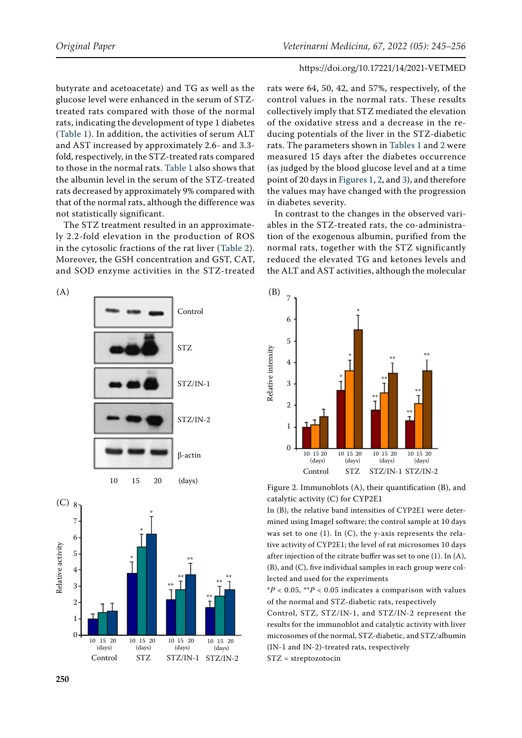butyrate and acetoacetate) and TG as well as the glucose level were enhanced in the serum of STZ-treated rats compared with those of the normal rats, indicating the development of type 1 diabetes (Table 1). In addition, the activities of serum ALT and AST increased by approximately 2.6- and 3.3-fold, respectively, in the STZ-treated rats compared to those in the normal rats. Table 1 also shows that the albumin level in the serum of the STZ-treated rats decreased by approximately 9% compared with that of the normal rats, although the difference was not statistically significant.

The STZ treatment resulted in an approximately 2.2-fold elevation in the production of ROS in the cytosolic fractions of the rat liver (Table 2). Moreover, the GSH concentration and GST, CAT, and SOD enzyme activities in the STZ-treated rats were 64, 50, 42, and 57%, respectively, of the control values in the normal rats. These results collectively imply that STZ mediated the elevation of the oxidative stress and a decrease in the reducing potentials of the liver in the STZ-diabetic rats. The parameters shown in Tables 1 and 2 were measured 15 days after the diabetes occurrence (as judged by the blood glucose level and at a time point of 20 days in Figures 1, 2, and 3), and therefore the values may have changed with the progression in diabetes severity.

In contrast to the changes in the observed variables in the STZ-treated rats, the co-administration of the exogenous albumin, purified from the normal rats, together with the STZ significantly reduced the elevated TG and ketones levels and the ALT and AST activities, although the molecular

Figure 2. Immunoblots (A), their quantification (B), and catalytic activity (C) for CYP2E1

In (B), the relative band intensities of CYP2E1 were determined using ImageJ software; the control sample at 10 days was set to one (1). In (C), the y-axis represents the relative activity of CYP2E1; the level of rat microsomes 10 days after injection of the citrate buffer was set to one (1). In (A), (B), and (C), five individual samples in each group were collected and used for the experiments

\*$P < 0.05$, \*\*$P < 0.05$ indicates a comparison with values of the normal and STZ-diabetic rats, respectively

Control, STZ, STZ/IN-1, and STZ/IN-2 represent the results for the immunoblot and catalytic activity with liver microsomes of the normal, STZ-diabetic, and STZ/albumin (IN-1 and IN-2)-treated rats, respectively

STZ = streptozotocin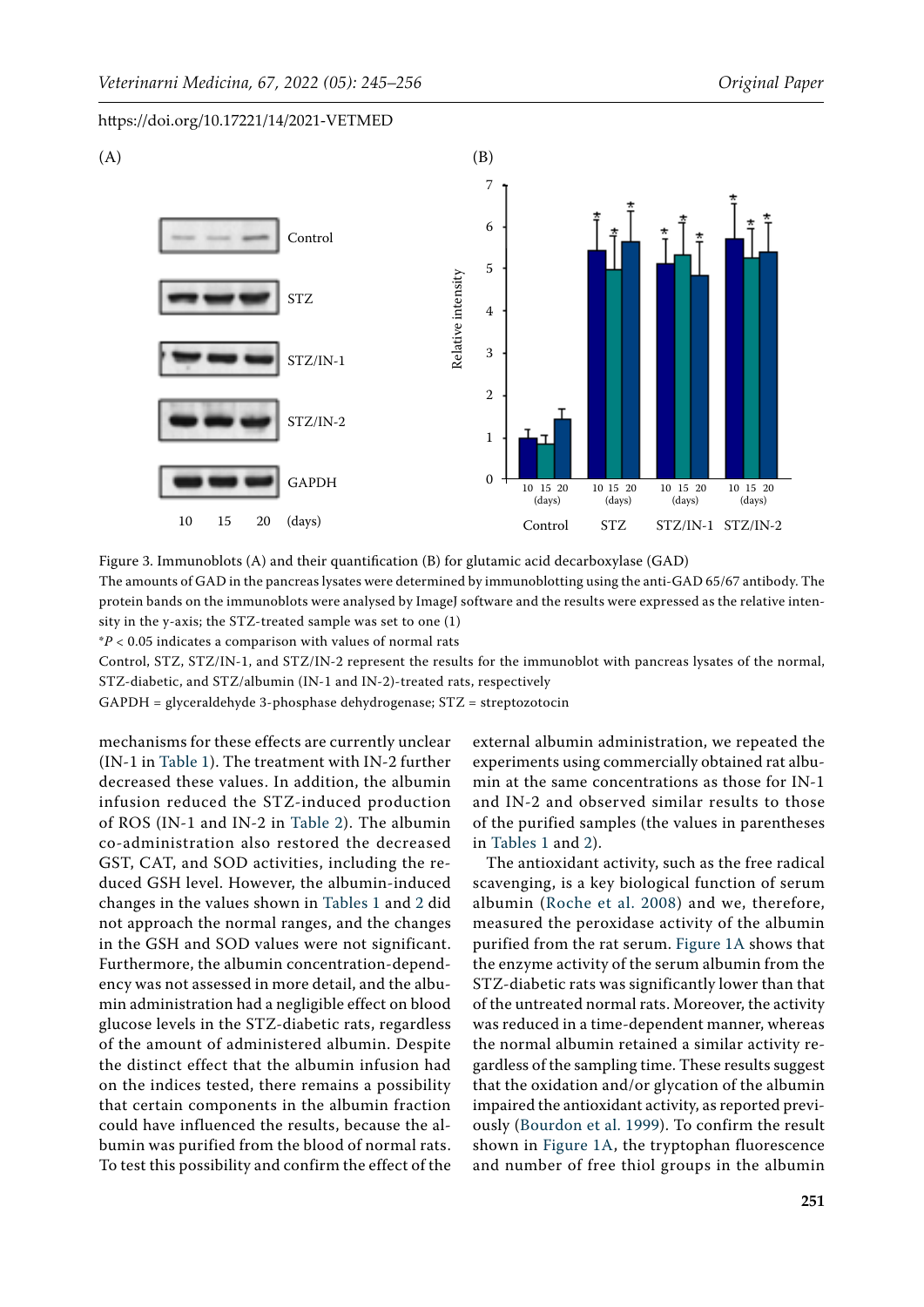Figure 3. Immunoblots (A) and their quantification (B) for glutamic acid decarboxylase (GAD)

The amounts of GAD in the pancreas lysates were determined by immunoblotting using the anti-GAD 65/67 antibody. The protein bands on the immunoblots were analysed by ImageJ software and the results were expressed as the relative intensity in the y-axis; the STZ-treated sample was set to one (1)

*$P < 0.05$ indicates a comparison with values of normal rats

Control, STZ, STZ/IN-1, and STZ/IN-2 represent the results for the immunoblot with pancreas lysates of the normal, STZ-diabetic, and STZ/albumin (IN-1 and IN-2)-treated rats, respectively

GAPDH = glyceraldehyde 3-phosphase dehydrogenase; STZ = streptozotocin

mechanisms for these effects are currently unclear (IN-1 in Table 1). The treatment with IN-2 further decreased these values. In addition, the albumin infusion reduced the STZ-induced production of ROS (IN-1 and IN-2 in Table 2). The albumin co-administration also restored the decreased GST, CAT, and SOD activities, including the reduced GSH level. However, the albumin-induced changes in the values shown in Tables 1 and 2 did not approach the normal ranges, and the changes in the GSH and SOD values were not significant. Furthermore, the albumin concentration-dependency was not assessed in more detail, and the albumin administration had a negligible effect on blood glucose levels in the STZ-diabetic rats, regardless of the amount of administered albumin. Despite the distinct effect that the albumin infusion had on the indices tested, there remains a possibility that certain components in the albumin fraction could have influenced the results, because the albumin was purified from the blood of normal rats. To test this possibility and confirm the effect of the external albumin administration, we repeated the experiments using commercially obtained rat albumin at the same concentrations as those for IN-1 and IN-2 and observed similar results to those of the purified samples (the values in parentheses in Tables 1 and 2).

The antioxidant activity, such as the free radical scavenging, is a key biological function of serum albumin (Roche et al. 2008) and we, therefore, measured the peroxidase activity of the albumin purified from the rat serum. Figure 1A shows that the enzyme activity of the serum albumin from the STZ-diabetic rats was significantly lower than that of the untreated normal rats. Moreover, the activity was reduced in a time-dependent manner, whereas the normal albumin retained a similar activity regardless of the sampling time. These results suggest that the oxidation and/or glycation of the albumin impaired the antioxidant activity, as reported previously (Bourdon et al. 1999). To confirm the result shown in Figure 1A, the tryptophan fluorescence and number of free thiol groups in the albumin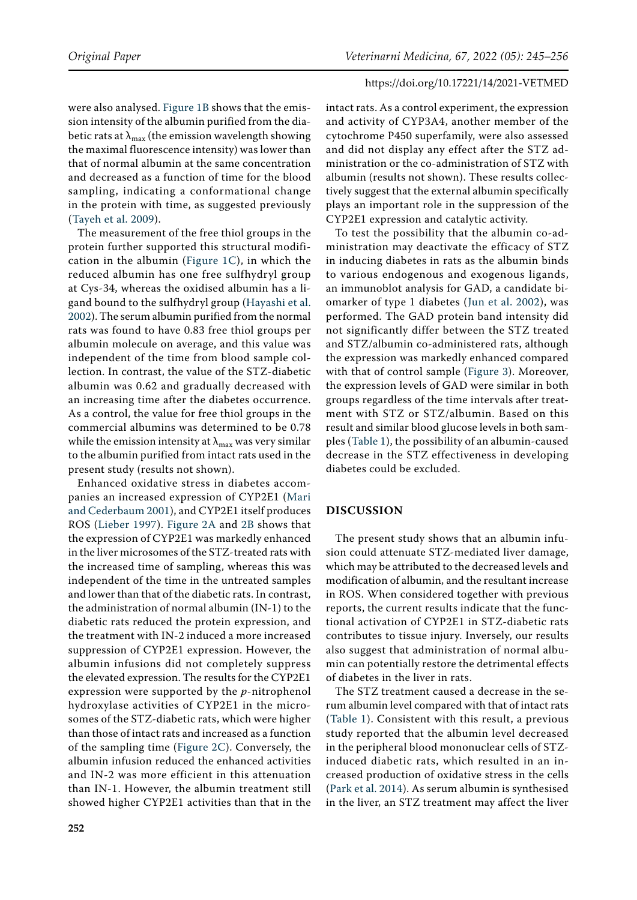were also analysed. Figure 1B shows that the emission intensity of the albumin purified from the diabetic rats at $\lambda_{max}$ (the emission wavelength showing the maximal fluorescence intensity) was lower than that of normal albumin at the same concentration and decreased as a function of time for the blood sampling, indicating a conformational change in the protein with time, as suggested previously (Tayeh et al. 2009).

The measurement of the free thiol groups in the protein further supported this structural modification in the albumin (Figure 1C), in which the reduced albumin has one free sulfhydryl group at Cys-34, whereas the oxidised albumin has a ligand bound to the sulfhydryl group (Hayashi et al. 2002). The serum albumin purified from the normal rats was found to have 0.83 free thiol groups per albumin molecule on average, and this value was independent of the time from blood sample collection. In contrast, the value of the STZ-diabetic albumin was 0.62 and gradually decreased with an increasing time after the diabetes occurrence. As a control, the value for free thiol groups in the commercial albumins was determined to be 0.78 while the emission intensity at $\lambda_{max}$ was very similar to the albumin purified from intact rats used in the present study (results not shown).

Enhanced oxidative stress in diabetes accompanies an increased expression of CYP2E1 (Mari and Cederbaum 2001), and CYP2E1 itself produces ROS (Lieber 1997). Figure 2A and 2B shows that the expression of CYP2E1 was markedly enhanced in the liver microsomes of the STZ-treated rats with the increased time of sampling, whereas this was independent of the time in the untreated samples and lower than that of the diabetic rats. In contrast, the administration of normal albumin (IN-1) to the diabetic rats reduced the protein expression, and the treatment with IN-2 induced a more increased suppression of CYP2E1 expression. However, the albumin infusions did not completely suppress the elevated expression. The results for the CYP2E1 expression were supported by the *p*-nitrophenol hydroxylase activities of CYP2E1 in the microsomes of the STZ-diabetic rats, which were higher than those of intact rats and increased as a function of the sampling time (Figure 2C). Conversely, the albumin infusion reduced the enhanced activities and IN-2 was more efficient in this attenuation than IN-1. However, the albumin treatment still showed higher CYP2E1 activities than that in the intact rats. As a control experiment, the expression and activity of CYP3A4, another member of the cytochrome P450 superfamily, were also assessed and did not display any effect after the STZ administration or the co-administration of STZ with albumin (results not shown). These results collectively suggest that the external albumin specifically plays an important role in the suppression of the CYP2E1 expression and catalytic activity.

To test the possibility that the albumin co-administration may deactivate the efficacy of STZ in inducing diabetes in rats as the albumin binds to various endogenous and exogenous ligands, an immunoblot analysis for GAD, a candidate biomarker of type 1 diabetes (Jun et al. 2002), was performed. The GAD protein band intensity did not significantly differ between the STZ treated and STZ/albumin co-administered rats, although the expression was markedly enhanced compared with that of control sample (Figure 3). Moreover, the expression levels of GAD were similar in both groups regardless of the time intervals after treatment with STZ or STZ/albumin. Based on this result and similar blood glucose levels in both samples (Table 1), the possibility of an albumin-caused decrease in the STZ effectiveness in developing diabetes could be excluded.

## DISCUSSION

The present study shows that an albumin infusion could attenuate STZ-mediated liver damage, which may be attributed to the decreased levels and modification of albumin, and the resultant increase in ROS. When considered together with previous reports, the current results indicate that the functional activation of CYP2E1 in STZ-diabetic rats contributes to tissue injury. Inversely, our results also suggest that administration of normal albumin can potentially restore the detrimental effects of diabetes in the liver in rats.

The STZ treatment caused a decrease in the serum albumin level compared with that of intact rats (Table 1). Consistent with this result, a previous study reported that the albumin level decreased in the peripheral blood mononuclear cells of STZ-induced diabetic rats, which resulted in an increased production of oxidative stress in the cells (Park et al. 2014). As serum albumin is synthesised in the liver, an STZ treatment may affect the liver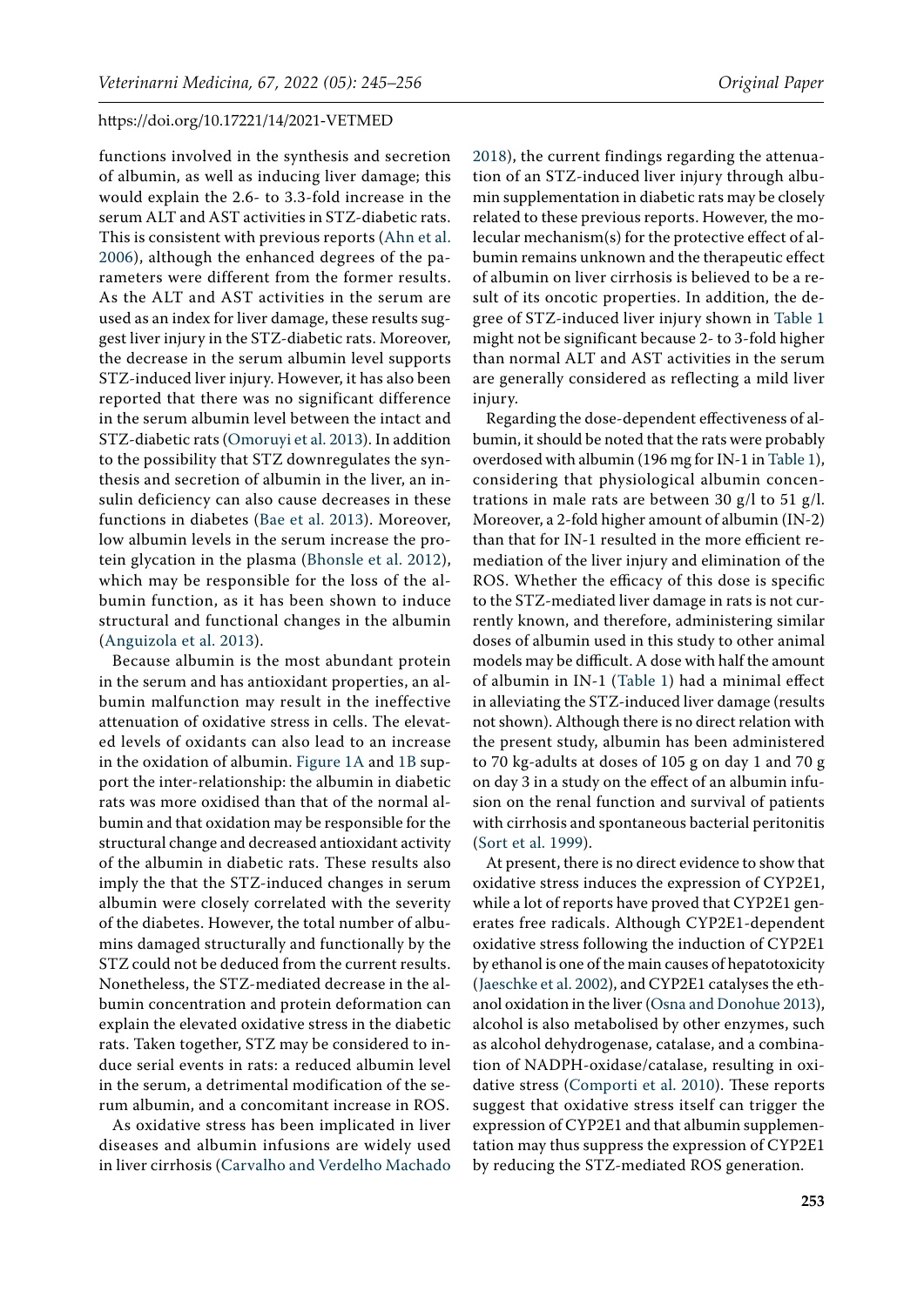functions involved in the synthesis and secretion of albumin, as well as inducing liver damage; this would explain the 2.6- to 3.3-fold increase in the serum ALT and AST activities in STZ-diabetic rats. This is consistent with previous reports (Ahn et al. 2006), although the enhanced degrees of the parameters were different from the former results. As the ALT and AST activities in the serum are used as an index for liver damage, these results suggest liver injury in the STZ-diabetic rats. Moreover, the decrease in the serum albumin level supports STZ-induced liver injury. However, it has also been reported that there was no significant difference in the serum albumin level between the intact and STZ-diabetic rats (Omoruyi et al. 2013). In addition to the possibility that STZ downregulates the synthesis and secretion of albumin in the liver, an insulin deficiency can also cause decreases in these functions in diabetes (Bae et al. 2013). Moreover, low albumin levels in the serum increase the protein glycation in the plasma (Bhonsle et al. 2012), which may be responsible for the loss of the albumin function, as it has been shown to induce structural and functional changes in the albumin (Anguizola et al. 2013).

Because albumin is the most abundant protein in the serum and has antioxidant properties, an albumin malfunction may result in the ineffective attenuation of oxidative stress in cells. The elevated levels of oxidants can also lead to an increase in the oxidation of albumin. Figure 1A and 1B support the inter-relationship: the albumin in diabetic rats was more oxidised than that of the normal albumin and that oxidation may be responsible for the structural change and decreased antioxidant activity of the albumin in diabetic rats. These results also imply the that the STZ-induced changes in serum albumin were closely correlated with the severity of the diabetes. However, the total number of albumins damaged structurally and functionally by the STZ could not be deduced from the current results. Nonetheless, the STZ-mediated decrease in the albumin concentration and protein deformation can explain the elevated oxidative stress in the diabetic rats. Taken together, STZ may be considered to induce serial events in rats: a reduced albumin level in the serum, a detrimental modification of the serum albumin, and a concomitant increase in ROS.

As oxidative stress has been implicated in liver diseases and albumin infusions are widely used in liver cirrhosis (Carvalho and Verdelho Machado 2018), the current findings regarding the attenuation of an STZ-induced liver injury through albumin supplementation in diabetic rats may be closely related to these previous reports. However, the molecular mechanism(s) for the protective effect of albumin remains unknown and the therapeutic effect of albumin on liver cirrhosis is believed to be a result of its oncotic properties. In addition, the degree of STZ-induced liver injury shown in Table 1 might not be significant because 2- to 3-fold higher than normal ALT and AST activities in the serum are generally considered as reflecting a mild liver injury.

Regarding the dose-dependent effectiveness of albumin, it should be noted that the rats were probably overdosed with albumin (196 mg for IN-1 in Table 1), considering that physiological albumin concentrations in male rats are between 30 g/l to 51 g/l. Moreover, a 2-fold higher amount of albumin (IN-2) than that for IN-1 resulted in the more efficient remediation of the liver injury and elimination of the ROS. Whether the efficacy of this dose is specific to the STZ-mediated liver damage in rats is not currently known, and therefore, administering similar doses of albumin used in this study to other animal models may be difficult. A dose with half the amount of albumin in IN-1 (Table 1) had a minimal effect in alleviating the STZ-induced liver damage (results not shown). Although there is no direct relation with the present study, albumin has been administered to 70 kg-adults at doses of 105 g on day 1 and 70 g on day 3 in a study on the effect of an albumin infusion on the renal function and survival of patients with cirrhosis and spontaneous bacterial peritonitis (Sort et al. 1999).

At present, there is no direct evidence to show that oxidative stress induces the expression of CYP2E1, while a lot of reports have proved that CYP2E1 generates free radicals. Although CYP2E1-dependent oxidative stress following the induction of CYP2E1 by ethanol is one of the main causes of hepatotoxicity (Jaeschke et al. 2002), and CYP2E1 catalyses the ethanol oxidation in the liver (Osna and Donohue 2013), alcohol is also metabolised by other enzymes, such as alcohol dehydrogenase, catalase, and a combination of NADPH-oxidase/catalase, resulting in oxidative stress (Comporti et al. 2010). These reports suggest that oxidative stress itself can trigger the expression of CYP2E1 and that albumin supplementation may thus suppress the expression of CYP2E1 by reducing the STZ-mediated ROS generation.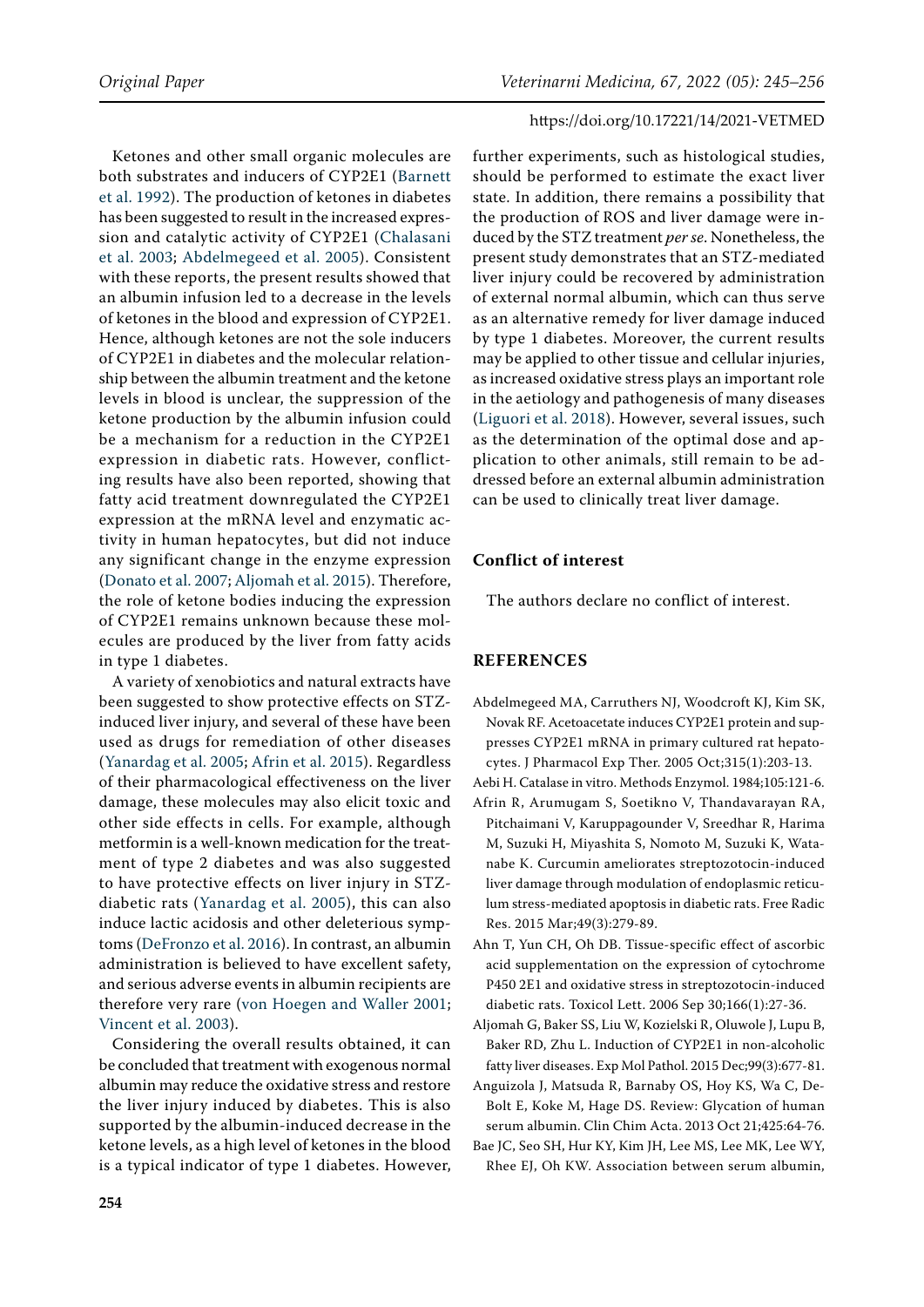Ketones and other small organic molecules are both substrates and inducers of CYP2E1 (Barnett et al. 1992). The production of ketones in diabetes has been suggested to result in the increased expression and catalytic activity of CYP2E1 (Chalasani et al. 2003; Abdelmegeed et al. 2005). Consistent with these reports, the present results showed that an albumin infusion led to a decrease in the levels of ketones in the blood and expression of CYP2E1. Hence, although ketones are not the sole inducers of CYP2E1 in diabetes and the molecular relationship between the albumin treatment and the ketone levels in blood is unclear, the suppression of the ketone production by the albumin infusion could be a mechanism for a reduction in the CYP2E1 expression in diabetic rats. However, conflicting results have also been reported, showing that fatty acid treatment downregulated the CYP2E1 expression at the mRNA level and enzymatic activity in human hepatocytes, but did not induce any significant change in the enzyme expression (Donato et al. 2007; Aljomah et al. 2015). Therefore, the role of ketone bodies inducing the expression of CYP2E1 remains unknown because these molecules are produced by the liver from fatty acids in type 1 diabetes.

A variety of xenobiotics and natural extracts have been suggested to show protective effects on STZ-induced liver injury, and several of these have been used as drugs for remediation of other diseases (Yanardag et al. 2005; Afrin et al. 2015). Regardless of their pharmacological effectiveness on the liver damage, these molecules may also elicit toxic and other side effects in cells. For example, although metformin is a well-known medication for the treatment of type 2 diabetes and was also suggested to have protective effects on liver injury in STZ-diabetic rats (Yanardag et al. 2005), this can also induce lactic acidosis and other deleterious symptoms (DeFronzo et al. 2016). In contrast, an albumin administration is believed to have excellent safety, and serious adverse events in albumin recipients are therefore very rare (von Hoegen and Waller 2001; Vincent et al. 2003).

Considering the overall results obtained, it can be concluded that treatment with exogenous normal albumin may reduce the oxidative stress and restore the liver injury induced by diabetes. This is also supported by the albumin-induced decrease in the ketone levels, as a high level of ketones in the blood is a typical indicator of type 1 diabetes. However, further experiments, such as histological studies, should be performed to estimate the exact liver state. In addition, there remains a possibility that the production of ROS and liver damage were induced by the STZ treatment *per se*. Nonetheless, the present study demonstrates that an STZ-mediated liver injury could be recovered by administration of external normal albumin, which can thus serve as an alternative remedy for liver damage induced by type 1 diabetes. Moreover, the current results may be applied to other tissue and cellular injuries, as increased oxidative stress plays an important role in the aetiology and pathogenesis of many diseases (Liguori et al. 2018). However, several issues, such as the determination of the optimal dose and application to other animals, still remain to be addressed before an external albumin administration can be used to clinically treat liver damage.

## Conflict of interest

The authors declare no conflict of interest.

## REFERENCES

Abdelmegeed MA, Carruthers NJ, Woodcroft KJ, Kim SK, Novak RF. Acetoacetate induces CYP2E1 protein and suppresses CYP2E1 mRNA in primary cultured rat hepatocytes. J Pharmacol Exp Ther. 2005 Oct;315(1):203-13.

Aebi H. Catalase in vitro. Methods Enzymol. 1984;105:121-6.

Afrin R, Arumugam S, Soetikno V, Thandavarayan RA, Pitchaimani V, Karuppagounder V, Sreedhar R, Harima M, Suzuki H, Miyashita S, Nomoto M, Suzuki K, Watanabe K. Curcumin ameliorates streptozotocin-induced liver damage through modulation of endoplasmic reticulum stress-mediated apoptosis in diabetic rats. Free Radic Res. 2015 Mar;49(3):279-89.

Ahn T, Yun CH, Oh DB. Tissue-specific effect of ascorbic acid supplementation on the expression of cytochrome P450 2E1 and oxidative stress in streptozotocin-induced diabetic rats. Toxicol Lett. 2006 Sep 30;166(1):27-36.

Aljomah G, Baker SS, Liu W, Kozielski R, Oluwole J, Lupu B, Baker RD, Zhu L. Induction of CYP2E1 in non-alcoholic fatty liver diseases. Exp Mol Pathol. 2015 Dec;99(3):677-81.

Anguizola J, Matsuda R, Barnaby OS, Hoy KS, Wa C, DeBolt E, Koke M, Hage DS. Review: Glycation of human serum albumin. Clin Chim Acta. 2013 Oct 21;425:64-76.

Bae JC, Seo SH, Hur KY, Kim JH, Lee MS, Lee MK, Lee WY, Rhee EJ, Oh KW. Association between serum albumin,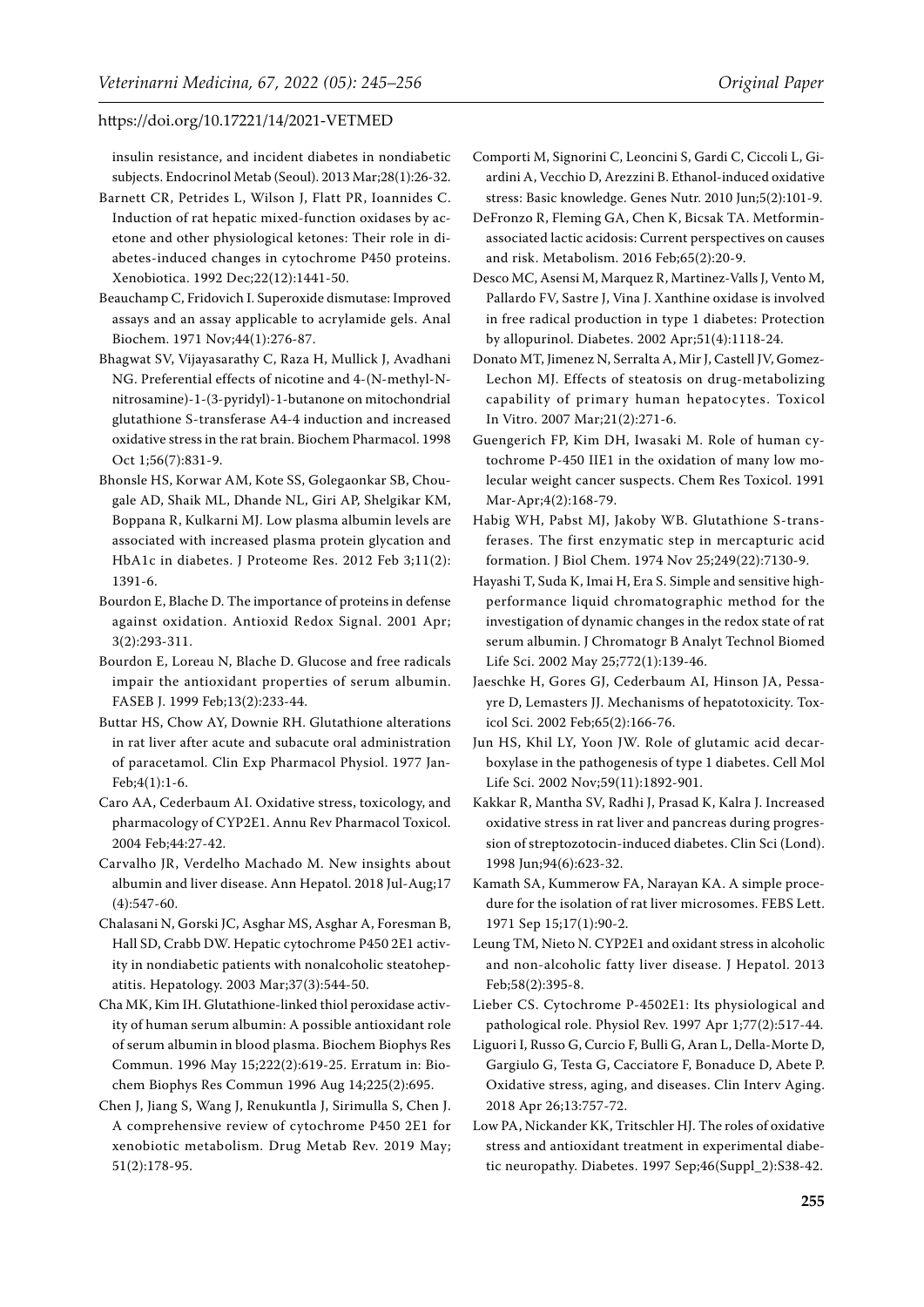insulin resistance, and incident diabetes in nondiabetic subjects. Endocrinol Metab (Seoul). 2013 Mar;28(1):26-32.

Barnett CR, Petrides L, Wilson J, Flatt PR, Ioannides C. Induction of rat hepatic mixed-function oxidases by acetone and other physiological ketones: Their role in diabetes-induced changes in cytochrome P450 proteins. Xenobiotica. 1992 Dec;22(12):1441-50.

Beauchamp C, Fridovich I. Superoxide dismutase: Improved assays and an assay applicable to acrylamide gels. Anal Biochem. 1971 Nov;44(1):276-87.

Bhagwat SV, Vijayasarathy C, Raza H, Mullick J, Avadhani NG. Preferential effects of nicotine and 4-(N-methyl-N-nitrosamine)-1-(3-pyridyl)-1-butanone on mitochondrial glutathione S-transferase A4-4 induction and increased oxidative stress in the rat brain. Biochem Pharmacol. 1998 Oct 1;56(7):831-9.

Bhonsle HS, Korwar AM, Kote SS, Golegaonkar SB, Chougale AD, Shaik ML, Dhande NL, Giri AP, Shelgikar KM, Boppana R, Kulkarni MJ. Low plasma albumin levels are associated with increased plasma protein glycation and HbA1c in diabetes. J Proteome Res. 2012 Feb 3;11(2):1391-6.

Bourdon E, Blache D. The importance of proteins in defense against oxidation. Antioxid Redox Signal. 2001 Apr;3(2):293-311.

Bourdon E, Loreau N, Blache D. Glucose and free radicals impair the antioxidant properties of serum albumin. FASEB J. 1999 Feb;13(2):233-44.

Buttar HS, Chow AY, Downie RH. Glutathione alterations in rat liver after acute and subacute oral administration of paracetamol. Clin Exp Pharmacol Physiol. 1977 Jan-Feb;4(1):1-6.

Caro AA, Cederbaum AI. Oxidative stress, toxicology, and pharmacology of CYP2E1. Annu Rev Pharmacol Toxicol. 2004 Feb;44:27-42.

Carvalho JR, Verdelho Machado M. New insights about albumin and liver disease. Ann Hepatol. 2018 Jul-Aug;17(4):547-60.

Chalasani N, Gorski JC, Asghar MS, Asghar A, Foresman B, Hall SD, Crabb DW. Hepatic cytochrome P450 2E1 activity in nondiabetic patients with nonalcoholic steatohepatitis. Hepatology. 2003 Mar;37(3):544-50.

Cha MK, Kim IH. Glutathione-linked thiol peroxidase activity of human serum albumin: A possible antioxidant role of serum albumin in blood plasma. Biochem Biophys Res Commun. 1996 May 15;222(2):619-25. Erratum in: Biochem Biophys Res Commun 1996 Aug 14;225(2):695.

Chen J, Jiang S, Wang J, Renukuntla J, Sirimulla S, Chen J. A comprehensive review of cytochrome P450 2E1 for xenobiotic metabolism. Drug Metab Rev. 2019 May;51(2):178-95.

Comporti M, Signorini C, Leoncini S, Gardi C, Ciccoli L, Giardini A, Vecchio D, Arezzini B. Ethanol-induced oxidative stress: Basic knowledge. Genes Nutr. 2010 Jun;5(2):101-9.

DeFronzo R, Fleming GA, Chen K, Bicsak TA. Metformin-associated lactic acidosis: Current perspectives on causes and risk. Metabolism. 2016 Feb;65(2):20-9.

Desco MC, Asensi M, Marquez R, Martinez-Valls J, Vento M, Pallardo FV, Sastre J, Vina J. Xanthine oxidase is involved in free radical production in type 1 diabetes: Protection by allopurinol. Diabetes. 2002 Apr;51(4):1118-24.

Donato MT, Jimenez N, Serralta A, Mir J, Castell JV, Gomez-Lechon MJ. Effects of steatosis on drug-metabolizing capability of primary human hepatocytes. Toxicol In Vitro. 2007 Mar;21(2):271-6.

Guengerich FP, Kim DH, Iwasaki M. Role of human cytochrome P-450 IIE1 in the oxidation of many low molecular weight cancer suspects. Chem Res Toxicol. 1991 Mar-Apr;4(2):168-79.

Habig WH, Pabst MJ, Jakoby WB. Glutathione S-transferases. The first enzymatic step in mercapturic acid formation. J Biol Chem. 1974 Nov 25;249(22):7130-9.

Hayashi T, Suda K, Imai H, Era S. Simple and sensitive high-performance liquid chromatographic method for the investigation of dynamic changes in the redox state of rat serum albumin. J Chromatogr B Analyt Technol Biomed Life Sci. 2002 May 25;772(1):139-46.

Jaeschke H, Gores GJ, Cederbaum AI, Hinson JA, Pessayre D, Lemasters JJ. Mechanisms of hepatotoxicity. Toxicol Sci. 2002 Feb;65(2):166-76.

Jun HS, Khil LY, Yoon JW. Role of glutamic acid decarboxylase in the pathogenesis of type 1 diabetes. Cell Mol Life Sci. 2002 Nov;59(11):1892-901.

Kakkar R, Mantha SV, Radhi J, Prasad K, Kalra J. Increased oxidative stress in rat liver and pancreas during progression of streptozotocin-induced diabetes. Clin Sci (Lond). 1998 Jun;94(6):623-32.

Kamath SA, Kummerow FA, Narayan KA. A simple procedure for the isolation of rat liver microsomes. FEBS Lett. 1971 Sep 15;17(1):90-2.

Leung TM, Nieto N. CYP2E1 and oxidant stress in alcoholic and non-alcoholic fatty liver disease. J Hepatol. 2013 Feb;58(2):395-8.

Lieber CS. Cytochrome P-4502E1: Its physiological and pathological role. Physiol Rev. 1997 Apr 1;77(2):517-44.

Liguori I, Russo G, Curcio F, Bulli G, Aran L, Della-Morte D, Gargiulo G, Testa G, Cacciatore F, Bonaduce D, Abete P. Oxidative stress, aging, and diseases. Clin Interv Aging. 2018 Apr 26;13:757-72.

Low PA, Nickander KK, Tritschler HJ. The roles of oxidative stress and antioxidant treatment in experimental diabetic neuropathy. Diabetes. 1997 Sep;46(Suppl_2):S38-42.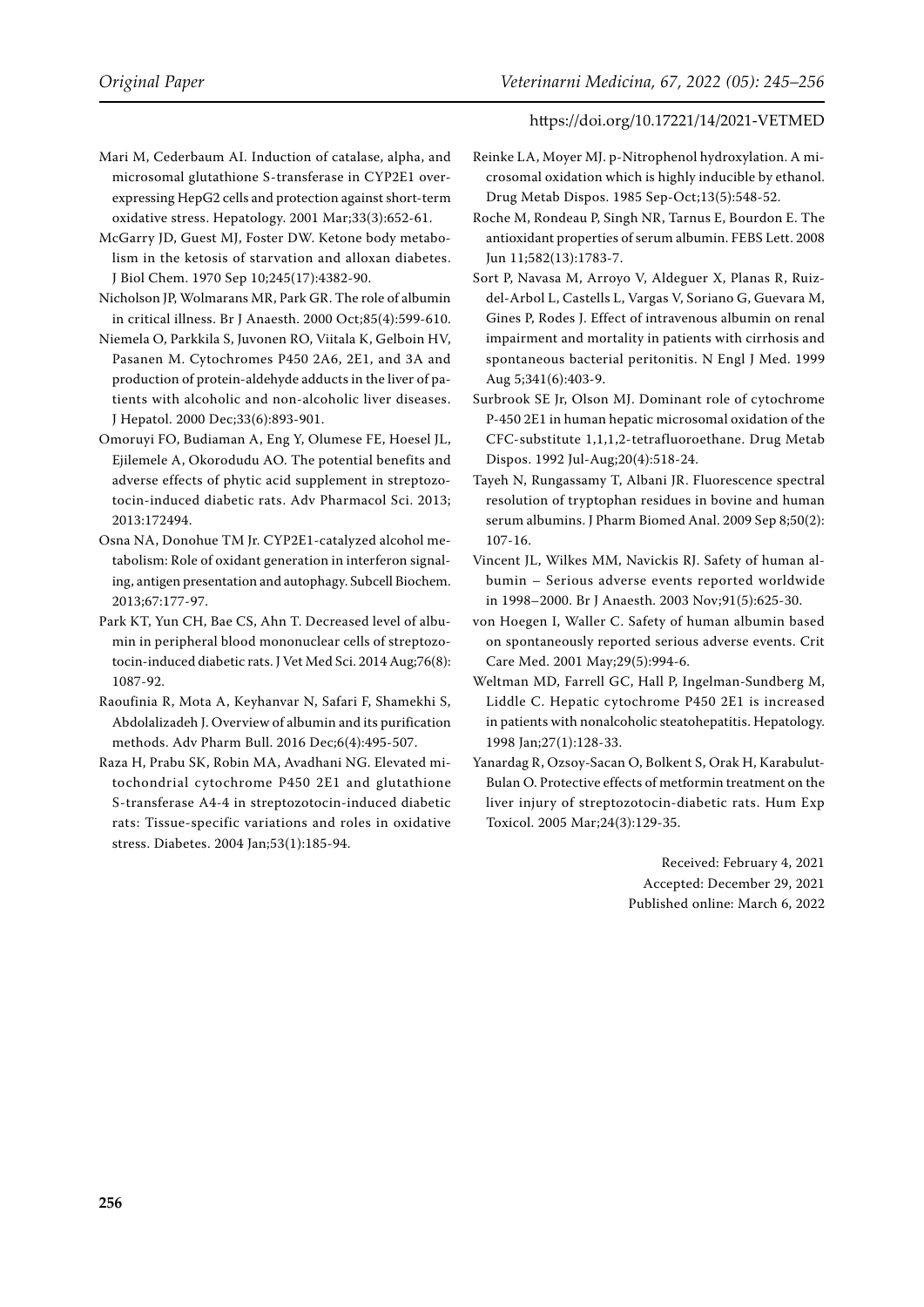Mari M, Cederbaum AI. Induction of catalase, alpha, and microsomal glutathione S-transferase in CYP2E1 overexpressing HepG2 cells and protection against short-term oxidative stress. Hepatology. 2001 Mar;33(3):652-61.

McGarry JD, Guest MJ, Foster DW. Ketone body metabolism in the ketosis of starvation and alloxan diabetes. J Biol Chem. 1970 Sep 10;245(17):4382-90.

Nicholson JP, Wolmarans MR, Park GR. The role of albumin in critical illness. Br J Anaesth. 2000 Oct;85(4):599-610.

Niemela O, Parkkila S, Juvonen RO, Viitala K, Gelboin HV, Pasanen M. Cytochromes P450 2A6, 2E1, and 3A and production of protein-aldehyde adducts in the liver of patients with alcoholic and non-alcoholic liver diseases. J Hepatol. 2000 Dec;33(6):893-901.

Omoruyi FO, Budiaman A, Eng Y, Olumese FE, Hoesel JL, Ejilemele A, Okorodudu AO. The potential benefits and adverse effects of phytic acid supplement in streptozotocin-induced diabetic rats. Adv Pharmacol Sci. 2013; 2013:172494.

Osna NA, Donohue TM Jr. CYP2E1-catalyzed alcohol metabolism: Role of oxidant generation in interferon signaling, antigen presentation and autophagy. Subcell Biochem. 2013;67:177-97.

Park KT, Yun CH, Bae CS, Ahn T. Decreased level of albumin in peripheral blood mononuclear cells of streptozotocin-induced diabetic rats. J Vet Med Sci. 2014 Aug;76(8): 1087-92.

Raoufinia R, Mota A, Keyhanvar N, Safari F, Shamekhi S, Abdolalizadeh J. Overview of albumin and its purification methods. Adv Pharm Bull. 2016 Dec;6(4):495-507.

Raza H, Prabu SK, Robin MA, Avadhani NG. Elevated mitochondrial cytochrome P450 2E1 and glutathione S-transferase A4-4 in streptozotocin-induced diabetic rats: Tissue-specific variations and roles in oxidative stress. Diabetes. 2004 Jan;53(1):185-94.

Reinke LA, Moyer MJ. p-Nitrophenol hydroxylation. A microsomal oxidation which is highly inducible by ethanol. Drug Metab Dispos. 1985 Sep-Oct;13(5):548-52.

Roche M, Rondeau P, Singh NR, Tarnus E, Bourdon E. The antioxidant properties of serum albumin. FEBS Lett. 2008 Jun 11;582(13):1783-7.

Sort P, Navasa M, Arroyo V, Aldeguer X, Planas R, Ruiz-del-Arbol L, Castells L, Vargas V, Soriano G, Guevara M, Gines P, Rodes J. Effect of intravenous albumin on renal impairment and mortality in patients with cirrhosis and spontaneous bacterial peritonitis. N Engl J Med. 1999 Aug 5;341(6):403-9.

Surbrook SE Jr, Olson MJ. Dominant role of cytochrome P-450 2E1 in human hepatic microsomal oxidation of the CFC-substitute 1,1,1,2-tetrafluoroethane. Drug Metab Dispos. 1992 Jul-Aug;20(4):518-24.

Tayeh N, Rungassamy T, Albani JR. Fluorescence spectral resolution of tryptophan residues in bovine and human serum albumins. J Pharm Biomed Anal. 2009 Sep 8;50(2): 107-16.

Vincent JL, Wilkes MM, Navickis RJ. Safety of human albumin – Serious adverse events reported worldwide in 1998–2000. Br J Anaesth. 2003 Nov;91(5):625-30.

von Hoegen I, Waller C. Safety of human albumin based on spontaneously reported serious adverse events. Crit Care Med. 2001 May;29(5):994-6.

Weltman MD, Farrell GC, Hall P, Ingelman-Sundberg M, Liddle C. Hepatic cytochrome P450 2E1 is increased in patients with nonalcoholic steatohepatitis. Hepatology. 1998 Jan;27(1):128-33.

Yanardag R, Ozsoy-Sacan O, Bolkent S, Orak H, Karabulut-Bulan O. Protective effects of metformin treatment on the liver injury of streptozotocin-diabetic rats. Hum Exp Toxicol. 2005 Mar;24(3):129-35.

Received: February 4, 2021
Accepted: December 29, 2021
Published online: March 6, 2022